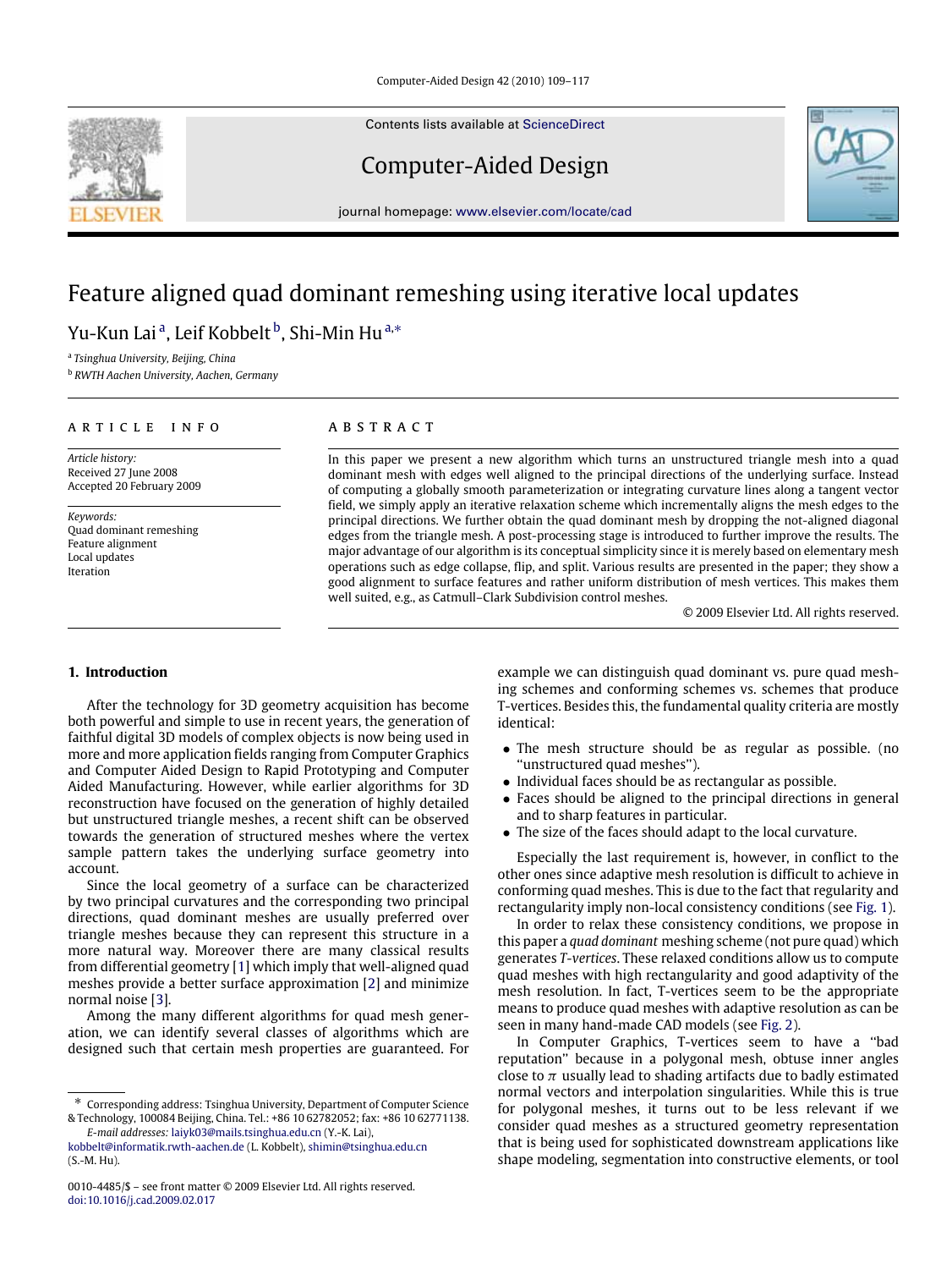# Feature aligned quad dominant remeshing using iterative local updates

Yu-Kun Lai [a], Leif Kobbelt [b], Shi-Min Hu [a,*]

[a] *Tsinghua University, Beijing, China*

[b] *RWTH Aachen University, Aachen, Germany*

## ARTICLE INFO

*Article history:*
Received 27 June 2008
Accepted 20 February 2009

*Keywords:*
Quad dominant remeshing
Feature alignment
Local updates
Iteration

## ABSTRACT

In this paper we present a new algorithm which turns an unstructured triangle mesh into a quad dominant mesh with edges well aligned to the principal directions of the underlying surface. Instead of computing a globally smooth parameterization or integrating curvature lines along a tangent vector field, we simply apply an iterative relaxation scheme which incrementally aligns the mesh edges to the principal directions. We further obtain the quad dominant mesh by dropping the not-aligned diagonal edges from the triangle mesh. A post-processing stage is introduced to further improve the results. The major advantage of our algorithm is its conceptual simplicity since it is merely based on elementary mesh operations such as edge collapse, flip, and split. Various results are presented in the paper; they show a good alignment to surface features and rather uniform distribution of mesh vertices. This makes them well suited, e.g., as Catmull–Clark Subdivision control meshes.

© 2009 Elsevier Ltd. All rights reserved.

## 1. Introduction

After the technology for 3D geometry acquisition has become both powerful and simple to use in recent years, the generation of faithful digital 3D models of complex objects is now being used in more and more application fields ranging from Computer Graphics and Computer Aided Design to Rapid Prototyping and Computer Aided Manufacturing. However, while earlier algorithms for 3D reconstruction have focused on the generation of highly detailed but unstructured triangle meshes, a recent shift can be observed towards the generation of structured meshes where the vertex sample pattern takes the underlying surface geometry into account.

Since the local geometry of a surface can be characterized by two principal curvatures and the corresponding two principal directions, quad dominant meshes are usually preferred over triangle meshes because they can represent this structure in a more natural way. Moreover there are many classical results from differential geometry [1] which imply that well-aligned quad meshes provide a better surface approximation [2] and minimize normal noise [3].

Among the many different algorithms for quad mesh generation, we can identify several classes of algorithms which are designed such that certain mesh properties are guaranteed. For example we can distinguish quad dominant vs. pure quad meshing schemes and conforming schemes vs. schemes that produce T-vertices. Besides this, the fundamental quality criteria are mostly identical:

- The mesh structure should be as regular as possible. (no "unstructured quad meshes").
- Individual faces should be as rectangular as possible.
- Faces should be aligned to the principal directions in general and to sharp features in particular.
- The size of the faces should adapt to the local curvature.

Especially the last requirement is, however, in conflict to the other ones since adaptive mesh resolution is difficult to achieve in conforming quad meshes. This is due to the fact that regularity and rectangularity imply non-local consistency conditions (see Fig. 1).

In order to relax these consistency conditions, we propose in this paper a *quad dominant* meshing scheme (not pure quad) which generates *T-vertices*. These relaxed conditions allow us to compute quad meshes with high rectangularity and good adaptivity of the mesh resolution. In fact, T-vertices seem to be the appropriate means to produce quad meshes with adaptive resolution as can be seen in many hand-made CAD models (see Fig. 2).

In Computer Graphics, T-vertices seem to have a "bad reputation" because in a polygonal mesh, obtuse inner angles close to $\pi$ usually lead to shading artifacts due to badly estimated normal vectors and interpolation singularities. While this is true for polygonal meshes, it turns out to be less relevant if we consider quad meshes as a structured geometry representation that is being used for sophisticated downstream applications like shape modeling, segmentation into constructive elements, or tool

---

* Corresponding address: Tsinghua University, Department of Computer Science & Technology, 100084 Beijing, China. Tel.: +86 10 62782052; fax: +86 10 62771138.
*E-mail addresses:* laiyk03@mails.tsinghua.edu.cn (Y.-K. Lai), kobbelt@informatik.rwth-aachen.de (L. Kobbelt), shimin@tsinghua.edu.cn (S.-M. Hu).

0010-4485/$ – see front matter © 2009 Elsevier Ltd. All rights reserved.
doi:10.1016/j.cad.2009.02.017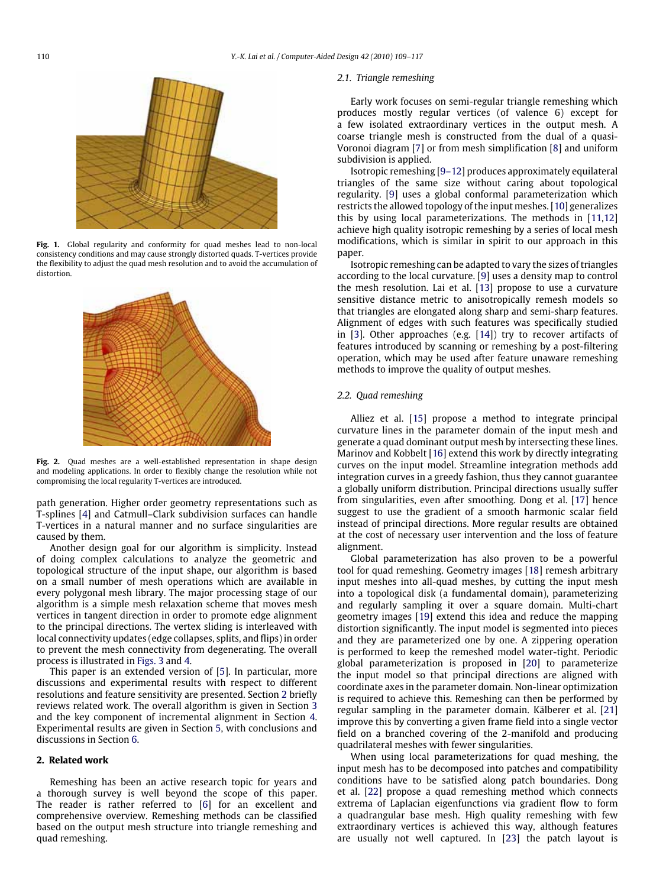**Fig. 1.** Global regularity and conformity for quad meshes lead to non-local consistency conditions and may cause strongly distorted quads. T-vertices provide the flexibility to adjust the quad mesh resolution and to avoid the accumulation of distortion.

**Fig. 2.** Quad meshes are a well-established representation in shape design and modeling applications. In order to flexibly change the resolution while not compromising the local regularity T-vertices are introduced.

path generation. Higher order geometry representations such as T-splines [4] and Catmull–Clark subdivision surfaces can handle T-vertices in a natural manner and no surface singularities are caused by them.

Another design goal for our algorithm is simplicity. Instead of doing complex calculations to analyze the geometric and topological structure of the input shape, our algorithm is based on a small number of mesh operations which are available in every polygonal mesh library. The major processing stage of our algorithm is a simple mesh relaxation scheme that moves mesh vertices in tangent direction in order to promote edge alignment to the principal directions. The vertex sliding is interleaved with local connectivity updates (edge collapses, splits, and flips) in order to prevent the mesh connectivity from degenerating. The overall process is illustrated in Figs. 3 and 4.

This paper is an extended version of [5]. In particular, more discussions and experimental results with respect to different resolutions and feature sensitivity are presented. Section 2 briefly reviews related work. The overall algorithm is given in Section 3 and the key component of incremental alignment in Section 4. Experimental results are given in Section 5, with conclusions and discussions in Section 6.

## 2. Related work

Remeshing has been an active research topic for years and a thorough survey is well beyond the scope of this paper. The reader is rather referred to [6] for an excellent and comprehensive overview. Remeshing methods can be classified based on the output mesh structure into triangle remeshing and quad remeshing.

### 2.1. Triangle remeshing

Early work focuses on semi-regular triangle remeshing which produces mostly regular vertices (of valence 6) except for a few isolated extraordinary vertices in the output mesh. A coarse triangle mesh is constructed from the dual of a quasi-Voronoi diagram [7] or from mesh simplification [8] and uniform subdivision is applied.

Isotropic remeshing [9–12] produces approximately equilateral triangles of the same size without caring about topological regularity. [9] uses a global conformal parameterization which restricts the allowed topology of the input meshes. [10] generalizes this by using local parameterizations. The methods in [11,12] achieve high quality isotropic remeshing by a series of local mesh modifications, which is similar in spirit to our approach in this paper.

Isotropic remeshing can be adapted to vary the sizes of triangles according to the local curvature. [9] uses a density map to control the mesh resolution. Lai et al. [13] propose to use a curvature sensitive distance metric to anisotropically remesh models so that triangles are elongated along sharp and semi-sharp features. Alignment of edges with such features was specifically studied in [3]. Other approaches (e.g. [14]) try to recover artifacts of features introduced by scanning or remeshing by a post-filtering operation, which may be used after feature unaware remeshing methods to improve the quality of output meshes.

### 2.2. Quad remeshing

Alliez et al. [15] propose a method to integrate principal curvature lines in the parameter domain of the input mesh and generate a quad dominant output mesh by intersecting these lines. Marinov and Kobbelt [16] extend this work by directly integrating curves on the input model. Streamline integration methods add integration curves in a greedy fashion, thus they cannot guarantee a globally uniform distribution. Principal directions usually suffer from singularities, even after smoothing. Dong et al. [17] hence suggest to use the gradient of a smooth harmonic scalar field instead of principal directions. More regular results are obtained at the cost of necessary user intervention and the loss of feature alignment.

Global parameterization has also proven to be a powerful tool for quad remeshing. Geometry images [18] remesh arbitrary input meshes into all-quad meshes, by cutting the input mesh into a topological disk (a fundamental domain), parameterizing and regularly sampling it over a square domain. Multi-chart geometry images [19] extend this idea and reduce the mapping distortion significantly. The input model is segmented into pieces and they are parameterized one by one. A zippering operation is performed to keep the remeshed model water-tight. Periodic global parameterization is proposed in [20] to parameterize the input model so that principal directions are aligned with coordinate axes in the parameter domain. Non-linear optimization is required to achieve this. Remeshing can then be performed by regular sampling in the parameter domain. Kälberer et al. [21] improve this by converting a given frame field into a single vector field on a branched covering of the 2-manifold and producing quadrilateral meshes with fewer singularities.

When using local parameterizations for quad meshing, the input mesh has to be decomposed into patches and compatibility conditions have to be satisfied along patch boundaries. Dong et al. [22] propose a quad remeshing method which connects extrema of Laplacian eigenfunctions via gradient flow to form a quadrangular base mesh. High quality remeshing with few extraordinary vertices is achieved this way, although features are usually not well captured. In [23] the patch layout is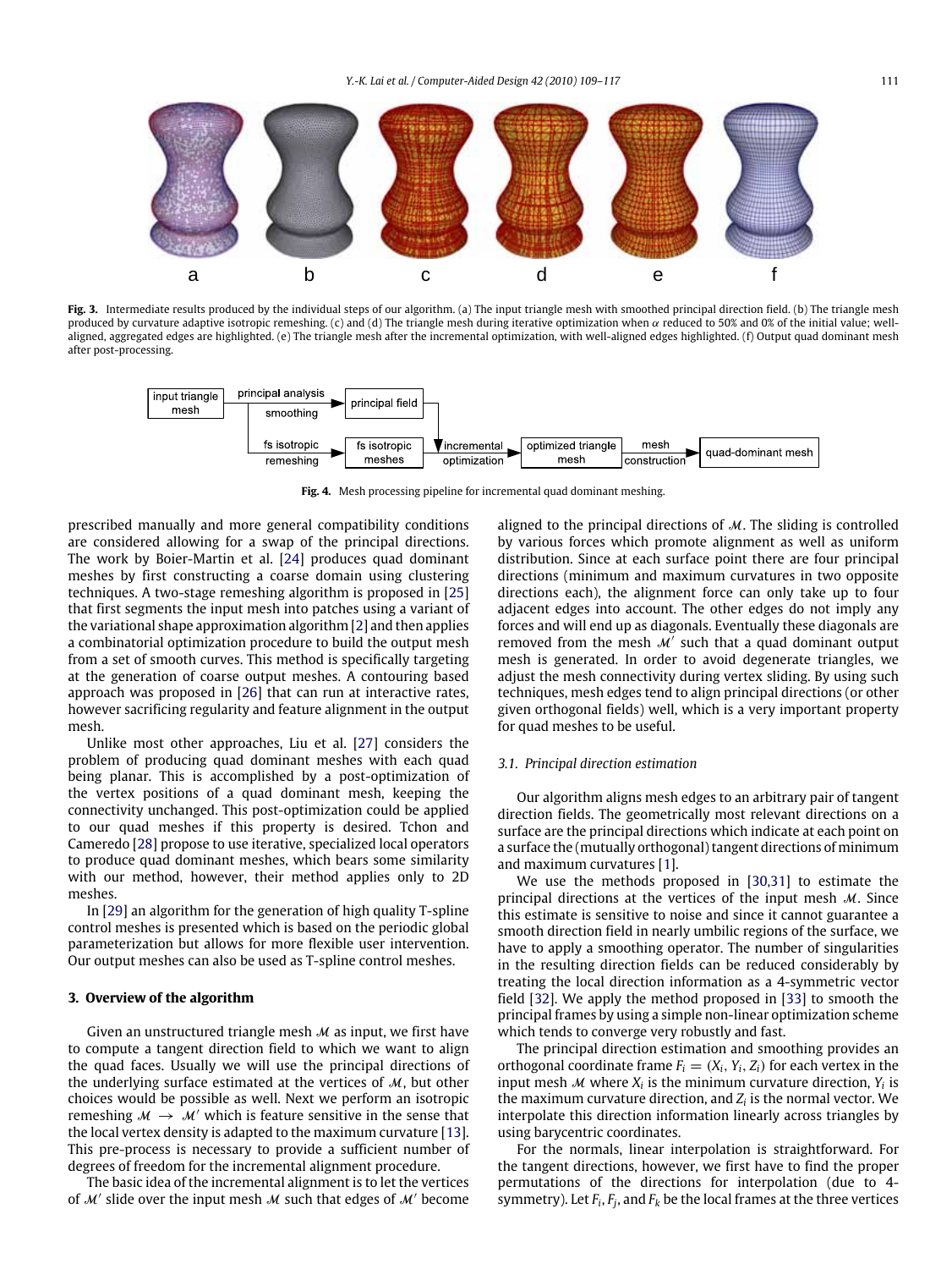a b c d e f

**Fig. 3.** Intermediate results produced by the individual steps of our algorithm. (a) The input triangle mesh with smoothed principal direction field. (b) The triangle mesh produced by curvature adaptive isotropic remeshing. (c) and (d) The triangle mesh during iterative optimization when $\alpha$ reduced to 50% and 0% of the initial value; well-aligned, aggregated edges are highlighted. (e) The triangle mesh after the incremental optimization, with well-aligned edges highlighted. (f) Output quad dominant mesh after post-processing.

input triangle mesh → principal analysis / smoothing → principal field; fs isotropic remeshing → fs isotropic meshes → incremental optimization → optimized triangle mesh → mesh construction → quad-dominant mesh

**Fig. 4.** Mesh processing pipeline for incremental quad dominant meshing.

prescribed manually and more general compatibility conditions are considered allowing for a swap of the principal directions. The work by Boier-Martin et al. [24] produces quad dominant meshes by first constructing a coarse domain using clustering techniques. A two-stage remeshing algorithm is proposed in [25] that first segments the input mesh into patches using a variant of the variational shape approximation algorithm [2] and then applies a combinatorial optimization procedure to build the output mesh from a set of smooth curves. This method is specifically targeting at the generation of coarse output meshes. A contouring based approach was proposed in [26] that can run at interactive rates, however sacrificing regularity and feature alignment in the output mesh.

Unlike most other approaches, Liu et al. [27] considers the problem of producing quad dominant meshes with each quad being planar. This is accomplished by a post-optimization of the vertex positions of a quad dominant mesh, keeping the connectivity unchanged. This post-optimization could be applied to our quad meshes if this property is desired. Tchon and Cameredo [28] propose to use iterative, specialized local operators to produce quad dominant meshes, which bears some similarity with our method, however, their method applies only to 2D meshes.

In [29] an algorithm for the generation of high quality T-spline control meshes is presented which is based on the periodic global parameterization but allows for more flexible user intervention. Our output meshes can also be used as T-spline control meshes.

## 3. Overview of the algorithm

Given an unstructured triangle mesh $\mathcal{M}$ as input, we first have to compute a tangent direction field to which we want to align the quad faces. Usually we will use the principal directions of the underlying surface estimated at the vertices of $\mathcal{M}$, but other choices would be possible as well. Next we perform an isotropic remeshing $\mathcal{M} \rightarrow \mathcal{M}'$ which is feature sensitive in the sense that the local vertex density is adapted to the maximum curvature [13]. This pre-process is necessary to provide a sufficient number of degrees of freedom for the incremental alignment procedure.

The basic idea of the incremental alignment is to let the vertices of $\mathcal{M}'$ slide over the input mesh $\mathcal{M}$ such that edges of $\mathcal{M}'$ become aligned to the principal directions of $\mathcal{M}$. The sliding is controlled by various forces which promote alignment as well as uniform distribution. Since at each surface point there are four principal directions (minimum and maximum curvatures in two opposite directions each), the alignment force can only take up to four adjacent edges into account. The other edges do not imply any forces and will end up as diagonals. Eventually these diagonals are removed from the mesh $\mathcal{M}'$ such that a quad dominant output mesh is generated. In order to avoid degenerate triangles, we adjust the mesh connectivity during vertex sliding. By using such techniques, mesh edges tend to align principal directions (or other given orthogonal fields) well, which is a very important property for quad meshes to be useful.

### 3.1. Principal direction estimation

Our algorithm aligns mesh edges to an arbitrary pair of tangent direction fields. The geometrically most relevant directions on a surface are the principal directions which indicate at each point on a surface the (mutually orthogonal) tangent directions of minimum and maximum curvatures [1].

We use the methods proposed in [30,31] to estimate the principal directions at the vertices of the input mesh $\mathcal{M}$. Since this estimate is sensitive to noise and since it cannot guarantee a smooth direction field in nearly umbilic regions of the surface, we have to apply a smoothing operator. The number of singularities in the resulting direction fields can be reduced considerably by treating the local direction information as a 4-symmetric vector field [32]. We apply the method proposed in [33] to smooth the principal frames by using a simple non-linear optimization scheme which tends to converge very robustly and fast.

The principal direction estimation and smoothing provides an orthogonal coordinate frame $F_i = (X_i, Y_i, Z_i)$ for each vertex in the input mesh $\mathcal{M}$ where $X_i$ is the minimum curvature direction, $Y_i$ is the maximum curvature direction, and $Z_i$ is the normal vector. We interpolate this direction information linearly across triangles by using barycentric coordinates.

For the normals, linear interpolation is straightforward. For the tangent directions, however, we first have to find the proper permutations of the directions for interpolation (due to 4-symmetry). Let $F_i$, $F_j$, and $F_k$ be the local frames at the three vertices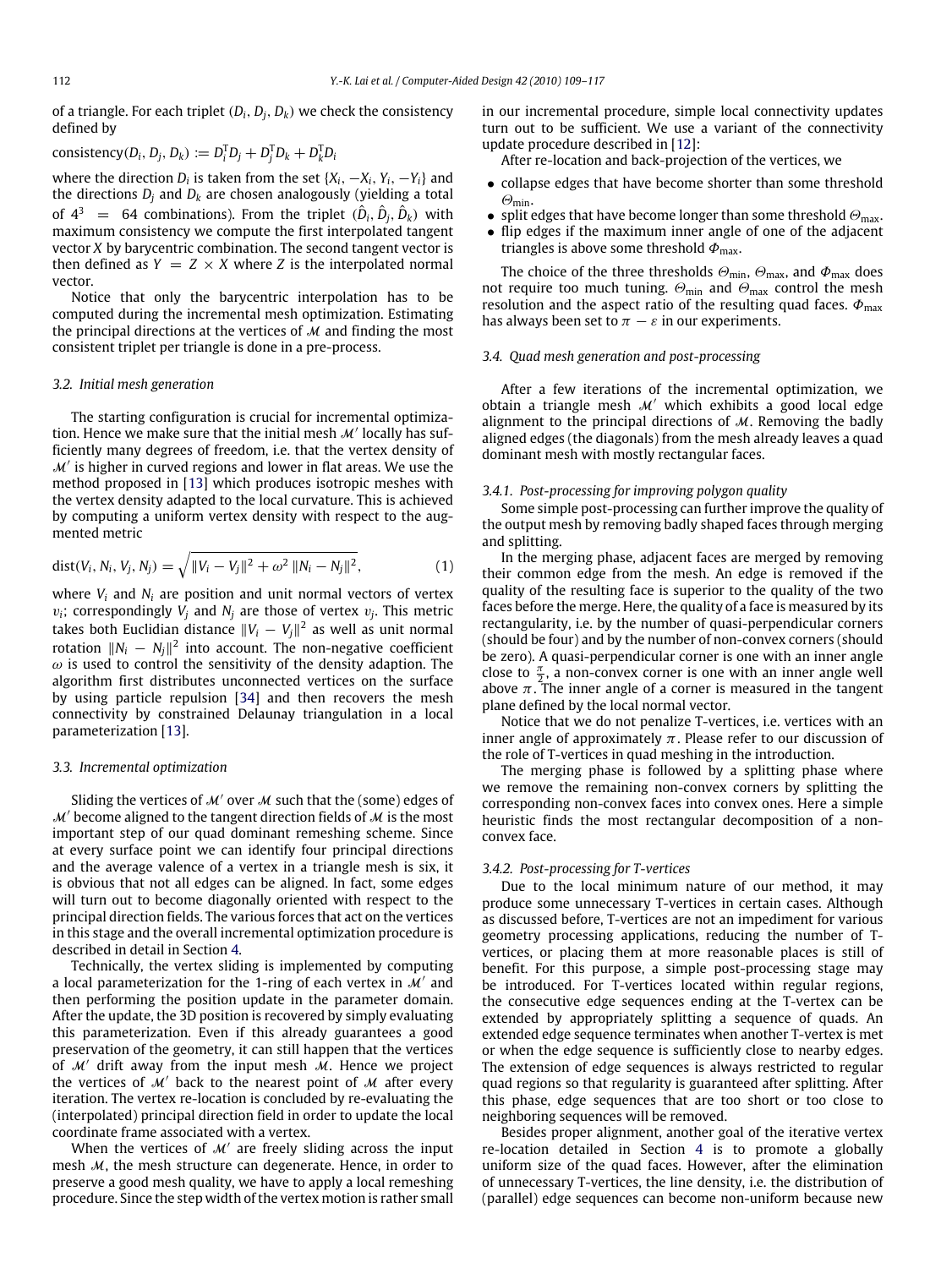of a triangle. For each triplet $(D_i, D_j, D_k)$ we check the consistency defined by

$$\text{consistency}(D_i, D_j, D_k) := D_i^{\mathsf{T}} D_j + D_j^{\mathsf{T}} D_k + D_k^{\mathsf{T}} D_i$$

where the direction $D_i$ is taken from the set $\{X_i, -X_i, Y_i, -Y_i\}$ and the directions $D_j$ and $D_k$ are chosen analogously (yielding a total of $4^3 = 64$ combinations). From the triplet $(\hat{D}_i, \hat{D}_j, \hat{D}_k)$ with maximum consistency we compute the first interpolated tangent vector $X$ by barycentric combination. The second tangent vector is then defined as $Y = Z \times X$ where $Z$ is the interpolated normal vector.

Notice that only the barycentric interpolation has to be computed during the incremental mesh optimization. Estimating the principal directions at the vertices of $\mathcal{M}$ and finding the most consistent triplet per triangle is done in a pre-process.

### 3.2. Initial mesh generation

The starting configuration is crucial for incremental optimization. Hence we make sure that the initial mesh $\mathcal{M}'$ locally has sufficiently many degrees of freedom, i.e. that the vertex density of $\mathcal{M}'$ is higher in curved regions and lower in flat areas. We use the method proposed in [13] which produces isotropic meshes with the vertex density adapted to the local curvature. This is achieved by computing a uniform vertex density with respect to the augmented metric

$$\text{dist}(V_i, N_i, V_j, N_j) = \sqrt{\|V_i - V_j\|^2 + \omega^2 \, \|N_i - N_j\|^2}, \tag{1}$$

where $V_i$ and $N_i$ are position and unit normal vectors of vertex $v_i$; correspondingly $V_j$ and $N_j$ are those of vertex $v_j$. This metric takes both Euclidian distance $\|V_i - V_j\|^2$ as well as unit normal rotation $\|N_i - N_j\|^2$ into account. The non-negative coefficient $\omega$ is used to control the sensitivity of the density adaption. The algorithm first distributes unconnected vertices on the surface by using particle repulsion [34] and then recovers the mesh connectivity by constrained Delaunay triangulation in a local parameterization [13].

### 3.3. Incremental optimization

Sliding the vertices of $\mathcal{M}'$ over $\mathcal{M}$ such that the (some) edges of $\mathcal{M}'$ become aligned to the tangent direction fields of $\mathcal{M}$ is the most important step of our quad dominant remeshing scheme. Since at every surface point we can identify four principal directions and the average valence of a vertex in a triangle mesh is six, it is obvious that not all edges can be aligned. In fact, some edges will turn out to become diagonally oriented with respect to the principal direction fields. The various forces that act on the vertices in this stage and the overall incremental optimization procedure is described in detail in Section 4.

Technically, the vertex sliding is implemented by computing a local parameterization for the 1-ring of each vertex in $\mathcal{M}'$ and then performing the position update in the parameter domain. After the update, the 3D position is recovered by simply evaluating this parameterization. Even if this already guarantees a good preservation of the geometry, it can still happen that the vertices of $\mathcal{M}'$ drift away from the input mesh $\mathcal{M}$. Hence we project the vertices of $\mathcal{M}'$ back to the nearest point of $\mathcal{M}$ after every iteration. The vertex re-location is concluded by re-evaluating the (interpolated) principal direction field in order to update the local coordinate frame associated with a vertex.

When the vertices of $\mathcal{M}'$ are freely sliding across the input mesh $\mathcal{M}$, the mesh structure can degenerate. Hence, in order to preserve a good mesh quality, we have to apply a local remeshing procedure. Since the step width of the vertex motion is rather small in our incremental procedure, simple local connectivity updates turn out to be sufficient. We use a variant of the connectivity update procedure described in [12]:

After re-location and back-projection of the vertices, we

- collapse edges that have become shorter than some threshold $\Theta_{\min}$.
- split edges that have become longer than some threshold $\Theta_{\max}$.
- flip edges if the maximum inner angle of one of the adjacent triangles is above some threshold $\Phi_{\max}$.

The choice of the three thresholds $\Theta_{\min}$, $\Theta_{\max}$, and $\Phi_{\max}$ does not require too much tuning. $\Theta_{\min}$ and $\Theta_{\max}$ control the mesh resolution and the aspect ratio of the resulting quad faces. $\Phi_{\max}$ has always been set to $\pi - \varepsilon$ in our experiments.

### 3.4. Quad mesh generation and post-processing

After a few iterations of the incremental optimization, we obtain a triangle mesh $\mathcal{M}'$ which exhibits a good local edge alignment to the principal directions of $\mathcal{M}$. Removing the badly aligned edges (the diagonals) from the mesh already leaves a quad dominant mesh with mostly rectangular faces.

#### 3.4.1. Post-processing for improving polygon quality

Some simple post-processing can further improve the quality of the output mesh by removing badly shaped faces through merging and splitting.

In the merging phase, adjacent faces are merged by removing their common edge from the mesh. An edge is removed if the quality of the resulting face is superior to the quality of the two faces before the merge. Here, the quality of a face is measured by its rectangularity, i.e. by the number of quasi-perpendicular corners (should be four) and by the number of non-convex corners (should be zero). A quasi-perpendicular corner is one with an inner angle close to $\frac{\pi}{2}$, a non-convex corner is one with an inner angle well above $\pi$. The inner angle of a corner is measured in the tangent plane defined by the local normal vector.

Notice that we do not penalize T-vertices, i.e. vertices with an inner angle of approximately $\pi$. Please refer to our discussion of the role of T-vertices in quad meshing in the introduction.

The merging phase is followed by a splitting phase where we remove the remaining non-convex corners by splitting the corresponding non-convex faces into convex ones. Here a simple heuristic finds the most rectangular decomposition of a non-convex face.

#### 3.4.2. Post-processing for T-vertices

Due to the local minimum nature of our method, it may produce some unnecessary T-vertices in certain cases. Although as discussed before, T-vertices are not an impediment for various geometry processing applications, reducing the number of T-vertices, or placing them at more reasonable places is still of benefit. For this purpose, a simple post-processing stage may be introduced. For T-vertices located within regular regions, the consecutive edge sequences ending at the T-vertex can be extended by appropriately splitting a sequence of quads. An extended edge sequence terminates when another T-vertex is met or when the edge sequence is sufficiently close to nearby edges. The extension of edge sequences is always restricted to regular quad regions so that regularity is guaranteed after splitting. After this phase, edge sequences that are too short or too close to neighboring sequences will be removed.

Besides proper alignment, another goal of the iterative vertex re-location detailed in Section 4 is to promote a globally uniform size of the quad faces. However, after the elimination of unnecessary T-vertices, the line density, i.e. the distribution of (parallel) edge sequences can become non-uniform because new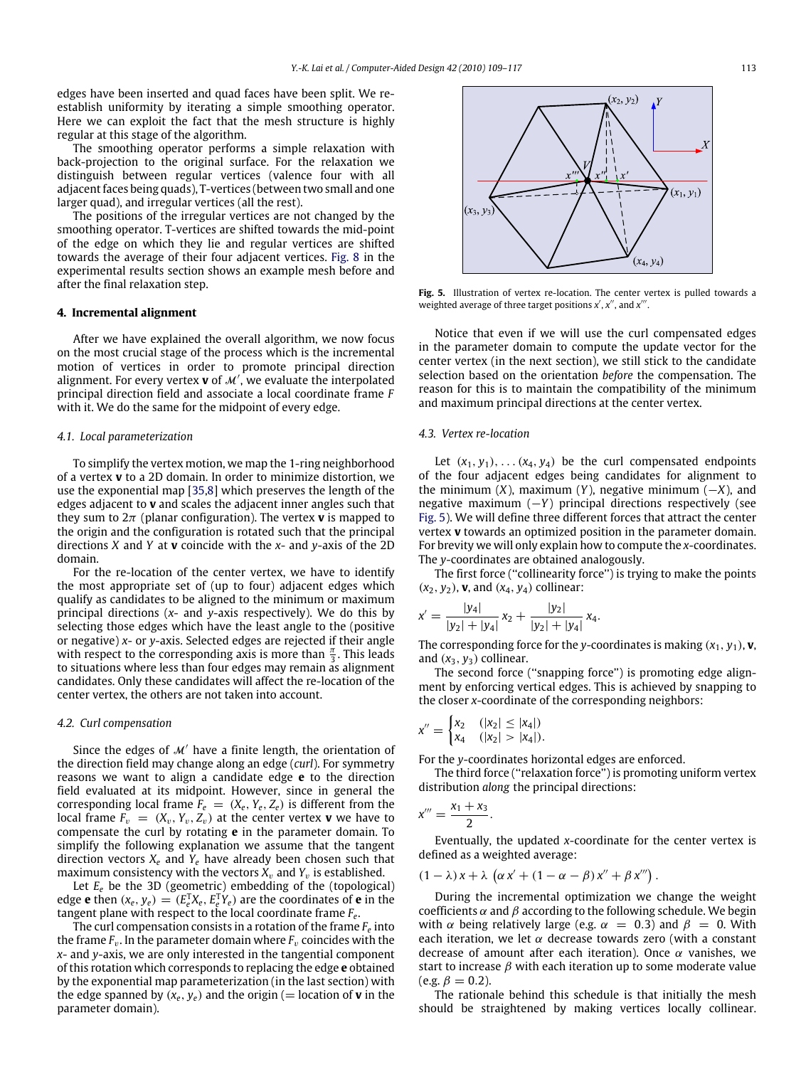edges have been inserted and quad faces have been split. We re-establish uniformity by iterating a simple smoothing operator. Here we can exploit the fact that the mesh structure is highly regular at this stage of the algorithm.

The smoothing operator performs a simple relaxation with back-projection to the original surface. For the relaxation we distinguish between regular vertices (valence four with all adjacent faces being quads), T-vertices (between two small and one larger quad), and irregular vertices (all the rest).

The positions of the irregular vertices are not changed by the smoothing operator. T-vertices are shifted towards the mid-point of the edge on which they lie and regular vertices are shifted towards the average of their four adjacent vertices. Fig. 8 in the experimental results section shows an example mesh before and after the final relaxation step.

## 4. Incremental alignment

After we have explained the overall algorithm, we now focus on the most crucial stage of the process which is the incremental motion of vertices in order to promote principal direction alignment. For every vertex $\mathbf{v}$ of $\mathcal{M}'$, we evaluate the interpolated principal direction field and associate a local coordinate frame $F$ with it. We do the same for the midpoint of every edge.

### 4.1. Local parameterization

To simplify the vertex motion, we map the 1-ring neighborhood of a vertex $\mathbf{v}$ to a 2D domain. In order to minimize distortion, we use the exponential map [35,8] which preserves the length of the edges adjacent to $\mathbf{v}$ and scales the adjacent inner angles such that they sum to $2\pi$ (planar configuration). The vertex $\mathbf{v}$ is mapped to the origin and the configuration is rotated such that the principal directions $X$ and $Y$ at $\mathbf{v}$ coincide with the $x$- and $y$-axis of the 2D domain.

For the re-location of the center vertex, we have to identify the most appropriate set of (up to four) adjacent edges which qualify as candidates to be aligned to the minimum or maximum principal directions ($x$- and $y$-axis respectively). We do this by selecting those edges which have the least angle to the (positive or negative) $x$- or $y$-axis. Selected edges are rejected if their angle with respect to the corresponding axis is more than $\frac{\pi}{3}$. This leads to situations where less than four edges may remain as alignment candidates. Only these candidates will affect the re-location of the center vertex, the others are not taken into account.

### 4.2. Curl compensation

Since the edges of $\mathcal{M}'$ have a finite length, the orientation of the direction field may change along an edge (*curl*). For symmetry reasons we want to align a candidate edge $\mathbf{e}$ to the direction field evaluated at its midpoint. However, since in general the corresponding local frame $F_e = (X_e, Y_e, Z_e)$ is different from the local frame $F_v = (X_v, Y_v, Z_v)$ at the center vertex $\mathbf{v}$ we have to compensate the curl by rotating $\mathbf{e}$ in the parameter domain. To simplify the following explanation we assume that the tangent direction vectors $X_e$ and $Y_e$ have already been chosen such that maximum consistency with the vectors $X_v$ and $Y_v$ is established.

Let $E_e$ be the 3D (geometric) embedding of the (topological) edge $\mathbf{e}$ then $(x_e, y_e) = (E_e^{\mathrm{T}} X_e, E_e^{\mathrm{T}} Y_e)$ are the coordinates of $\mathbf{e}$ in the tangent plane with respect to the local coordinate frame $F_e$.

The curl compensation consists in a rotation of the frame $F_e$ into the frame $F_v$. In the parameter domain where $F_v$ coincides with the $x$- and $y$-axis, we are only interested in the tangential component of this rotation which corresponds to replacing the edge $\mathbf{e}$ obtained by the exponential map parameterization (in the last section) with the edge spanned by $(x_e, y_e)$ and the origin (= location of $\mathbf{v}$ in the parameter domain).

**Fig. 5.** Illustration of vertex re-location. The center vertex is pulled towards a weighted average of three target positions $x'$, $x''$, and $x'''$.

Notice that even if we will use the curl compensated edges in the parameter domain to compute the update vector for the center vertex (in the next section), we still stick to the candidate selection based on the orientation *before* the compensation. The reason for this is to maintain the compatibility of the minimum and maximum principal directions at the center vertex.

### 4.3. Vertex re-location

Let $(x_1, y_1), \ldots (x_4, y_4)$ be the curl compensated endpoints of the four adjacent edges being candidates for alignment to the minimum ($X$), maximum ($Y$), negative minimum ($-X$), and negative maximum ($-Y$) principal directions respectively (see Fig. 5). We will define three different forces that attract the center vertex $\mathbf{v}$ towards an optimized position in the parameter domain. For brevity we will only explain how to compute the $x$-coordinates. The $y$-coordinates are obtained analogously.

The first force ("collinearity force") is trying to make the points $(x_2, y_2)$, $\mathbf{v}$, and $(x_4, y_4)$ collinear:

$$x' = \frac{|y_4|}{|y_2| + |y_4|}\, x_2 + \frac{|y_2|}{|y_2| + |y_4|}\, x_4.$$

The corresponding force for the $y$-coordinates is making $(x_1, y_1)$, $\mathbf{v}$, and $(x_3, y_3)$ collinear.

The second force ("snapping force") is promoting edge alignment by enforcing vertical edges. This is achieved by snapping to the closer $x$-coordinate of the corresponding neighbors:

$$x'' = \begin{cases} x_2 & (|x_2| \le |x_4|) \\ x_4 & (|x_2| > |x_4|). \end{cases}$$

For the $y$-coordinates horizontal edges are enforced.

The third force ("relaxation force") is promoting uniform vertex distribution *along* the principal directions:

$$x''' = \frac{x_1 + x_3}{2}.$$

Eventually, the updated $x$-coordinate for the center vertex is defined as a weighted average:

$$(1 - \lambda)\, x + \lambda\, \left(\alpha\, x' + (1 - \alpha - \beta)\, x'' + \beta\, x'''\right).$$

During the incremental optimization we change the weight coefficients $\alpha$ and $\beta$ according to the following schedule. We begin with $\alpha$ being relatively large (e.g. $\alpha = 0.3$) and $\beta = 0$. With each iteration, we let $\alpha$ decrease towards zero (with a constant decrease of amount after each iteration). Once $\alpha$ vanishes, we start to increase $\beta$ with each iteration up to some moderate value (e.g. $\beta = 0.2$).

The rationale behind this schedule is that initially the mesh should be straightened by making vertices locally collinear.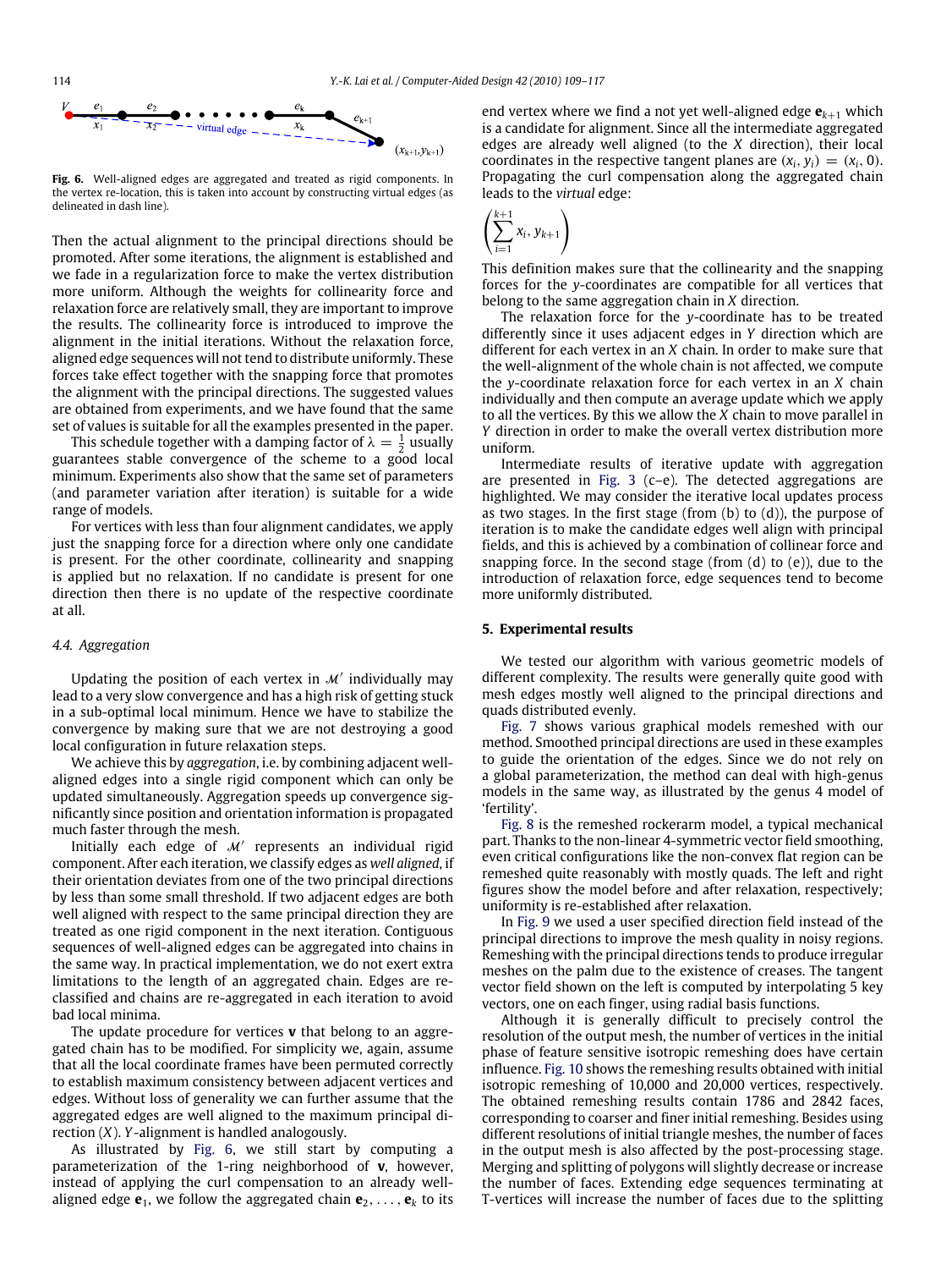V $e_1$ $e_2$ $e_k$ $e_{k+1}$
$x_1$ $x_2$ virtual edge $x_k$
$(x_{k+1}, y_{k+1})$

**Fig. 6.** Well-aligned edges are aggregated and treated as rigid components. In the vertex re-location, this is taken into account by constructing virtual edges (as delineated in dash line).

Then the actual alignment to the principal directions should be promoted. After some iterations, the alignment is established and we fade in a regularization force to make the vertex distribution more uniform. Although the weights for collinearity force and relaxation force are relatively small, they are important to improve the results. The collinearity force is introduced to improve the alignment in the initial iterations. Without the relaxation force, aligned edge sequences will not tend to distribute uniformly. These forces take effect together with the snapping force that promotes the alignment with the principal directions. The suggested values are obtained from experiments, and we have found that the same set of values is suitable for all the examples presented in the paper.

This schedule together with a damping factor of $\lambda = \frac{1}{2}$ usually guarantees stable convergence of the scheme to a good local minimum. Experiments also show that the same set of parameters (and parameter variation after iteration) is suitable for a wide range of models.

For vertices with less than four alignment candidates, we apply just the snapping force for a direction where only one candidate is present. For the other coordinate, collinearity and snapping is applied but no relaxation. If no candidate is present for one direction then there is no update of the respective coordinate at all.

### 4.4. Aggregation

Updating the position of each vertex in $\mathcal{M}'$ individually may lead to a very slow convergence and has a high risk of getting stuck in a sub-optimal local minimum. Hence we have to stabilize the convergence by making sure that we are not destroying a good local configuration in future relaxation steps.

We achieve this by *aggregation*, i.e. by combining adjacent well-aligned edges into a single rigid component which can only be updated simultaneously. Aggregation speeds up convergence significantly since position and orientation information is propagated much faster through the mesh.

Initially each edge of $\mathcal{M}'$ represents an individual rigid component. After each iteration, we classify edges as *well aligned*, if their orientation deviates from one of the two principal directions by less than some small threshold. If two adjacent edges are both well aligned with respect to the same principal direction they are treated as one rigid component in the next iteration. Contiguous sequences of well-aligned edges can be aggregated into chains in the same way. In practical implementation, we do not exert extra limitations to the length of an aggregated chain. Edges are re-classified and chains are re-aggregated in each iteration to avoid bad local minima.

The update procedure for vertices $\mathbf{v}$ that belong to an aggregated chain has to be modified. For simplicity we, again, assume that all the local coordinate frames have been permuted correctly to establish maximum consistency between adjacent vertices and edges. Without loss of generality we can further assume that the aggregated edges are well aligned to the maximum principal direction ($X$). $Y$-alignment is handled analogously.

As illustrated by Fig. 6, we still start by computing a parameterization of the 1-ring neighborhood of $\mathbf{v}$, however, instead of applying the curl compensation to an already well-aligned edge $\mathbf{e}_1$, we follow the aggregated chain $\mathbf{e}_2, \ldots, \mathbf{e}_k$ to its end vertex where we find a not yet well-aligned edge $\mathbf{e}_{k+1}$ which is a candidate for alignment. Since all the intermediate aggregated edges are already well aligned (to the $X$ direction), their local coordinates in the respective tangent planes are $(x_i, y_i) = (x_i, 0)$. Propagating the curl compensation along the aggregated chain leads to the *virtual* edge:

$$\left( \sum_{i=1}^{k+1} x_i, y_{k+1} \right)$$

This definition makes sure that the collinearity and the snapping forces for the $y$-coordinates are compatible for all vertices that belong to the same aggregation chain in $X$ direction.

The relaxation force for the $y$-coordinate has to be treated differently since it uses adjacent edges in $Y$ direction which are different for each vertex in an $X$ chain. In order to make sure that the well-alignment of the whole chain is not affected, we compute the $y$-coordinate relaxation force for each vertex in an $X$ chain individually and then compute an average update which we apply to all the vertices. By this we allow the $X$ chain to move parallel in $Y$ direction in order to make the overall vertex distribution more uniform.

Intermediate results of iterative update with aggregation are presented in Fig. 3 (c–e). The detected aggregations are highlighted. We may consider the iterative local updates process as two stages. In the first stage (from (b) to (d)), the purpose of iteration is to make the candidate edges well align with principal fields, and this is achieved by a combination of collinear force and snapping force. In the second stage (from (d) to (e)), due to the introduction of relaxation force, edge sequences tend to become more uniformly distributed.

## 5. Experimental results

We tested our algorithm with various geometric models of different complexity. The results were generally quite good with mesh edges mostly well aligned to the principal directions and quads distributed evenly.

Fig. 7 shows various graphical models remeshed with our method. Smoothed principal directions are used in these examples to guide the orientation of the edges. Since we do not rely on a global parameterization, the method can deal with high-genus models in the same way, as illustrated by the genus 4 model of 'fertility'.

Fig. 8 is the remeshed rockerarm model, a typical mechanical part. Thanks to the non-linear 4-symmetric vector field smoothing, even critical configurations like the non-convex flat region can be remeshed quite reasonably with mostly quads. The left and right figures show the model before and after relaxation, respectively; uniformity is re-established after relaxation.

In Fig. 9 we used a user specified direction field instead of the principal directions to improve the mesh quality in noisy regions. Remeshing with the principal directions tends to produce irregular meshes on the palm due to the existence of creases. The tangent vector field shown on the left is computed by interpolating 5 key vectors, one on each finger, using radial basis functions.

Although it is generally difficult to precisely control the resolution of the output mesh, the number of vertices in the initial phase of feature sensitive isotropic remeshing does have certain influence. Fig. 10 shows the remeshing results obtained with initial isotropic remeshing of 10,000 and 20,000 vertices, respectively. The obtained remeshing results contain 1786 and 2842 faces, corresponding to coarser and finer initial remeshing. Besides using different resolutions of initial triangle meshes, the number of faces in the output mesh is also affected by the post-processing stage. Merging and splitting of polygons will slightly decrease or increase the number of faces. Extending edge sequences terminating at T-vertices will increase the number of faces due to the splitting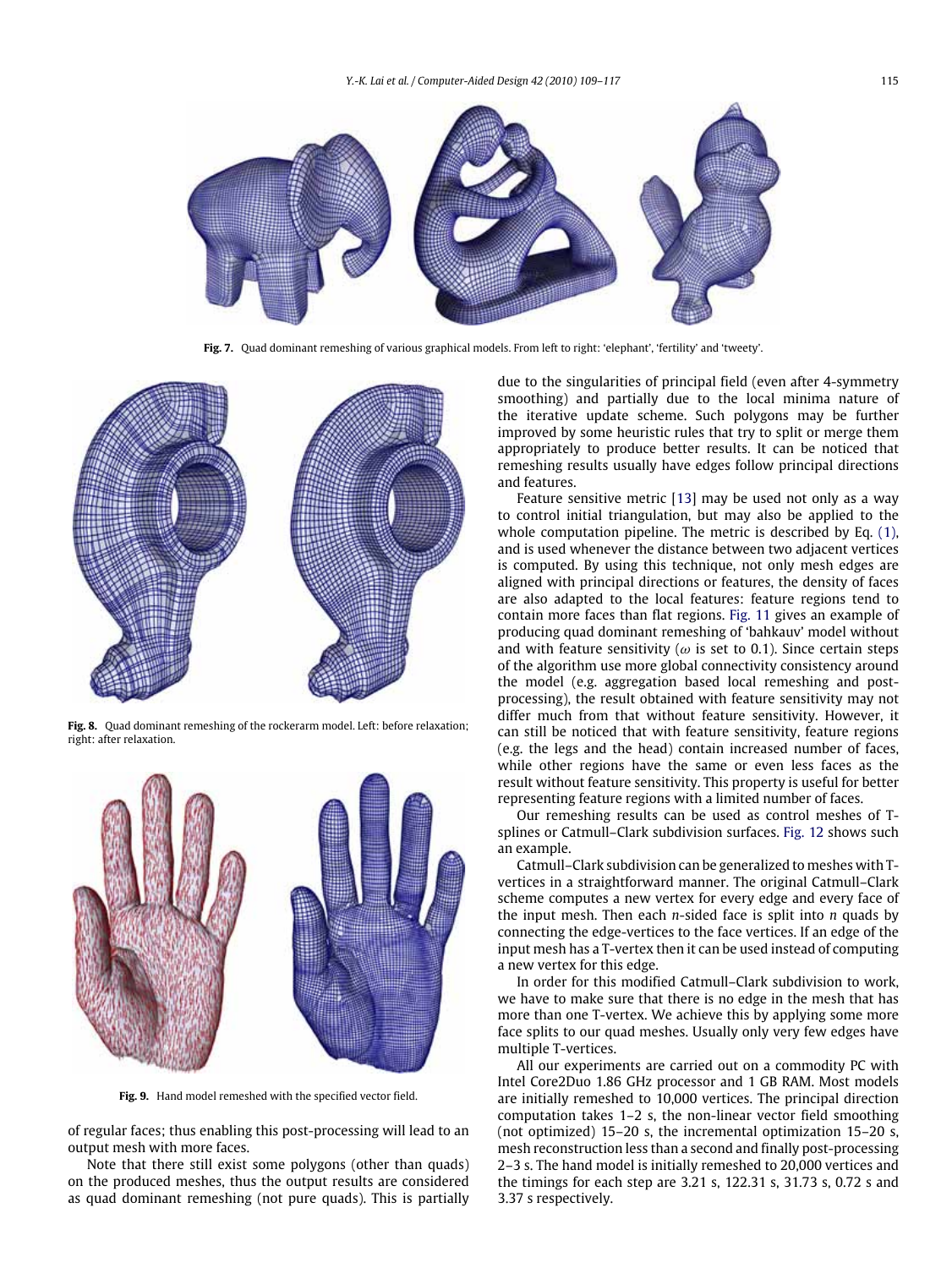**Fig. 7.** Quad dominant remeshing of various graphical models. From left to right: 'elephant', 'fertility' and 'tweety'.

**Fig. 8.** Quad dominant remeshing of the rockerarm model. Left: before relaxation; right: after relaxation.

**Fig. 9.** Hand model remeshed with the specified vector field.

of regular faces; thus enabling this post-processing will lead to an output mesh with more faces.

Note that there still exist some polygons (other than quads) on the produced meshes, thus the output results are considered as quad dominant remeshing (not pure quads). This is partially due to the singularities of principal field (even after 4-symmetry smoothing) and partially due to the local minima nature of the iterative update scheme. Such polygons may be further improved by some heuristic rules that try to split or merge them appropriately to produce better results. It can be noticed that remeshing results usually have edges follow principal directions and features.

Feature sensitive metric [13] may be used not only as a way to control initial triangulation, but may also be applied to the whole computation pipeline. The metric is described by Eq. (1), and is used whenever the distance between two adjacent vertices is computed. By using this technique, not only mesh edges are aligned with principal directions or features, the density of faces are also adapted to the local features: feature regions tend to contain more faces than flat regions. Fig. 11 gives an example of producing quad dominant remeshing of 'bahkauv' model without and with feature sensitivity ($\omega$ is set to 0.1). Since certain steps of the algorithm use more global connectivity consistency around the model (e.g. aggregation based local remeshing and post-processing), the result obtained with feature sensitivity may not differ much from that without feature sensitivity. However, it can still be noticed that with feature sensitivity, feature regions (e.g. the legs and the head) contain increased number of faces, while other regions have the same or even less faces as the result without feature sensitivity. This property is useful for better representing feature regions with a limited number of faces.

Our remeshing results can be used as control meshes of T-splines or Catmull–Clark subdivision surfaces. Fig. 12 shows such an example.

Catmull–Clark subdivision can be generalized to meshes with T-vertices in a straightforward manner. The original Catmull–Clark scheme computes a new vertex for every edge and every face of the input mesh. Then each $n$-sided face is split into $n$ quads by connecting the edge-vertices to the face vertices. If an edge of the input mesh has a T-vertex then it can be used instead of computing a new vertex for this edge.

In order for this modified Catmull–Clark subdivision to work, we have to make sure that there is no edge in the mesh that has more than one T-vertex. We achieve this by applying some more face splits to our quad meshes. Usually only very few edges have multiple T-vertices.

All our experiments are carried out on a commodity PC with Intel Core2Duo 1.86 GHz processor and 1 GB RAM. Most models are initially remeshed to 10,000 vertices. The principal direction computation takes 1–2 s, the non-linear vector field smoothing (not optimized) 15–20 s, the incremental optimization 15–20 s, mesh reconstruction less than a second and finally post-processing 2–3 s. The hand model is initially remeshed to 20,000 vertices and the timings for each step are 3.21 s, 122.31 s, 31.73 s, 0.72 s and 3.37 s respectively.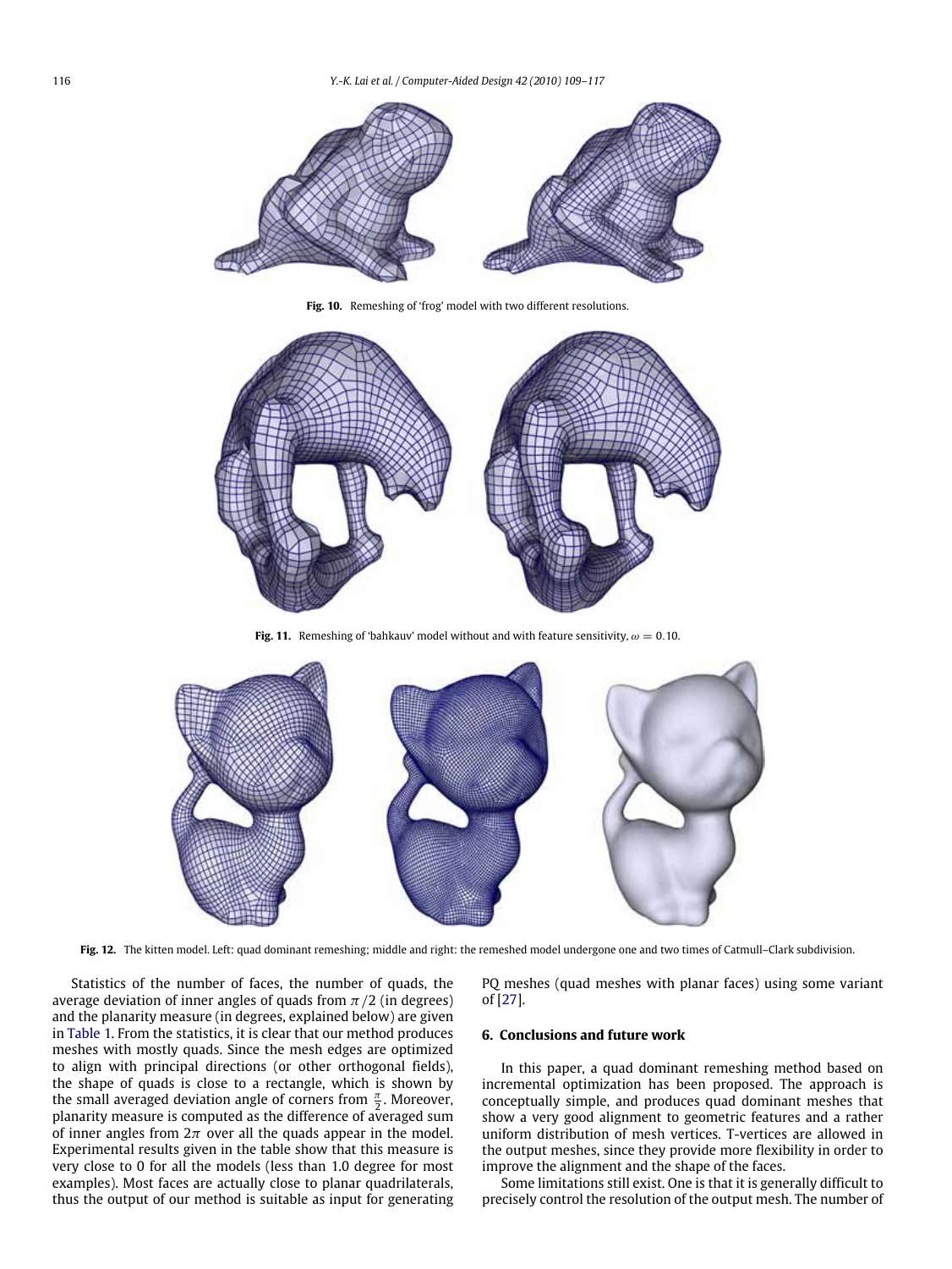Fig. 10. Remeshing of 'frog' model with two different resolutions.

Fig. 11. Remeshing of 'bahkauv' model without and with feature sensitivity, $\omega = 0.10$.

Fig. 12. The kitten model. Left: quad dominant remeshing; middle and right: the remeshed model undergone one and two times of Catmull–Clark subdivision.

Statistics of the number of faces, the number of quads, the average deviation of inner angles of quads from $\pi/2$ (in degrees) and the planarity measure (in degrees, explained below) are given in Table 1. From the statistics, it is clear that our method produces meshes with mostly quads. Since the mesh edges are optimized to align with principal directions (or other orthogonal fields), the shape of quads is close to a rectangle, which is shown by the small averaged deviation angle of corners from $\frac{\pi}{2}$. Moreover, planarity measure is computed as the difference of averaged sum of inner angles from $2\pi$ over all the quads appear in the model. Experimental results given in the table show that this measure is very close to 0 for all the models (less than 1.0 degree for most examples). Most faces are actually close to planar quadrilaterals, thus the output of our method is suitable as input for generating PQ meshes (quad meshes with planar faces) using some variant of [27].

## 6. Conclusions and future work

In this paper, a quad dominant remeshing method based on incremental optimization has been proposed. The approach is conceptually simple, and produces quad dominant meshes that show a very good alignment to geometric features and a rather uniform distribution of mesh vertices. T-vertices are allowed in the output meshes, since they provide more flexibility in order to improve the alignment and the shape of the faces.

Some limitations still exist. One is that it is generally difficult to precisely control the resolution of the output mesh. The number of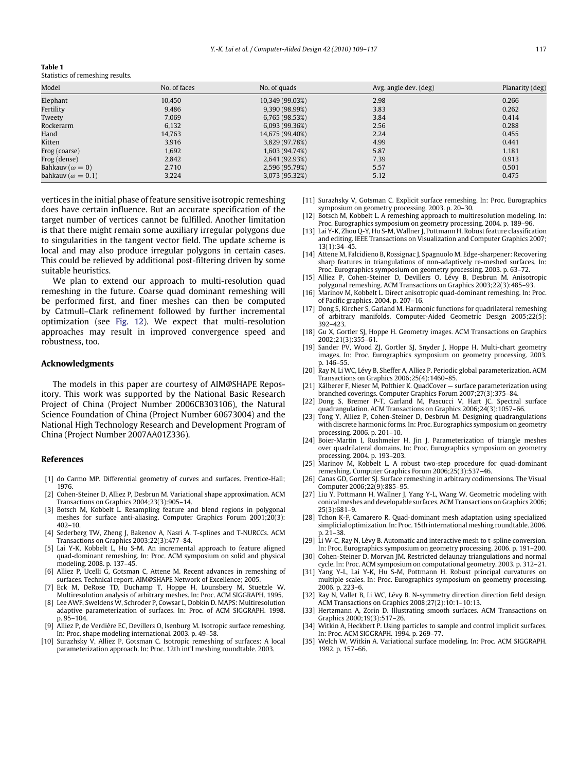**Table 1**
Statistics of remeshing results.

| Model | No. of faces | No. of quads | Avg. angle dev. (deg) | Planarity (deg) |
|---|---|---|---|---|
| Elephant | 10,450 | 10,349 (99.03%) | 2.98 | 0.266 |
| Fertility | 9,486 | 9,390 (98.99%) | 3.83 | 0.262 |
| Tweety | 7,069 | 6,765 (98.53%) | 3.84 | 0.414 |
| Rockerarm | 6,132 | 6,093 (99.36%) | 2.56 | 0.288 |
| Hand | 14,763 | 14,675 (99.40%) | 2.24 | 0.455 |
| Kitten | 3,916 | 3,829 (97.78%) | 4.99 | 0.441 |
| Frog (coarse) | 1,692 | 1,603 (94.74%) | 5.87 | 1.181 |
| Frog (dense) | 2,842 | 2,641 (92.93%) | 7.39 | 0.913 |
| Bahkauv ($\omega = 0$) | 2,710 | 2,596 (95.79%) | 5.57 | 0.501 |
| bahkauv ($\omega = 0.1$) | 3,224 | 3,073 (95.32%) | 5.12 | 0.475 |

vertices in the initial phase of feature sensitive isotropic remeshing does have certain influence. But an accurate specification of the target number of vertices cannot be fulfilled. Another limitation is that there might remain some auxiliary irregular polygons due to singularities in the tangent vector field. The update scheme is local and may also produce irregular polygons in certain cases. This could be relieved by additional post-filtering driven by some suitable heuristics.

We plan to extend our approach to multi-resolution quad remeshing in the future. Coarse quad dominant remeshing will be performed first, and finer meshes can then be computed by Catmull–Clark refinement followed by further incremental optimization (see Fig. 12). We expect that multi-resolution approaches may result in improved convergence speed and robustness, too.

## Acknowledgments

The models in this paper are courtesy of AIM@SHAPE Repository. This work was supported by the National Basic Research Project of China (Project Number 2006CB303106), the Natural Science Foundation of China (Project Number 60673004) and the National High Technology Research and Development Program of China (Project Number 2007AA01Z336).

## References

[1] do Carmo MP. Differential geometry of curves and surfaces. Prentice-Hall; 1976.
[2] Cohen-Steiner D, Alliez P, Desbrun M. Variational shape approximation. ACM Transactions on Graphics 2004;23(3):905–14.
[3] Botsch M, Kobbelt L. Resampling feature and blend regions in polygonal meshes for surface anti-aliasing. Computer Graphics Forum 2001;20(3): 402–10.
[4] Sederberg TW, Zheng J, Bakenov A, Nasri A. T-splines and T-NURCCs. ACM Transactions on Graphics 2003;22(3):477–84.
[5] Lai Y-K, Kobbelt L, Hu S-M. An incremental approach to feature aligned quad-dominant remeshing. In: Proc. ACM symposium on solid and physical modeling. 2008. p. 137–45.
[6] Alliez P, Ucelli G, Gotsman C, Attene M. Recent advances in remeshing of surfaces. Technical report. AIM@SHAPE Network of Excellence; 2005.
[7] Eck M, DeRose TD, Duchamp T, Hoppe H, Lounsbery M, Stuetzle W. Multiresolution analysis of arbitrary meshes. In: Proc. ACM SIGGRAPH. 1995.
[8] Lee AWF, Sweldens W, Schroder P, Cowsar L, Dobkin D. MAPS: Multiresolution adaptive parameterization of surfaces. In: Proc. of ACM SIGGRAPH. 1998. p. 95–104.
[9] Alliez P, de Verdière EC, Devillers O, Isenburg M. Isotropic surface remeshing. In: Proc. shape modeling international. 2003. p. 49–58.
[10] Surazhsky V, Alliez P, Gotsman C. Isotropic remeshing of surfaces: A local parameterization approach. In: Proc. 12th int'l meshing roundtable. 2003.
[11] Surazhsky V, Gotsman C. Explicit surface remeshing. In: Proc. Eurographics symposium on geometry processing. 2003. p. 20–30.
[12] Botsch M, Kobbelt L. A remeshing approach to multiresolution modeling. In: Proc. Eurographics symposium on geometry processing. 2004. p. 189–96.
[13] Lai Y-K, Zhou Q-Y, Hu S-M, Wallner J, Pottmann H. Robust feature classification and editing. IEEE Transactions on Visualization and Computer Graphics 2007; 13(1):34–45.
[14] Attene M, Falcidieno B, Rossignac J, Spagnuolo M. Edge-sharpener: Recovering sharp features in triangulations of non-adaptively re-meshed surfaces. In: Proc. Eurographics symposium on geometry processing. 2003. p. 63–72.
[15] Alliez P, Cohen-Steiner D, Devillers O, Lévy B, Desbrun M. Anisotropic polygonal remeshing. ACM Transactions on Graphics 2003;22(3):485–93.
[16] Marinov M, Kobbelt L. Direct anisotropic quad-dominant remeshing. In: Proc. of Pacific graphics. 2004. p. 207–16.
[17] Dong S, Kircher S, Garland M. Harmonic functions for quadrilateral remeshing of arbitrary manifolds. Computer-Aided Geometric Design 2005;22(5): 392–423.
[18] Gu X, Gortler SJ, Hoppe H. Geometry images. ACM Transactions on Graphics 2002;21(3):355–61.
[19] Sander PV, Wood ZJ, Gortler SJ, Snyder J, Hoppe H. Multi-chart geometry images. In: Proc. Eurographics symposium on geometry processing. 2003. p. 146–55.
[20] Ray N, Li WC, Lévy B, Sheffer A, Alliez P. Periodic global parameterization. ACM Transactions on Graphics 2006;25(4):1460–85.
[21] Kälberer F, Nieser M, Polthier K. QuadCover — surface parameterization using branched coverings. Computer Graphics Forum 2007;27(3):375–84.
[22] Dong S, Bremer P-T, Garland M, Pascucci V, Hart JC. Spectral surface quadrangulation. ACM Transactions on Graphics 2006;24(3):1057–66.
[23] Tong Y, Alliez P, Cohen-Steiner D, Desbrun M. Designing quadrangulations with discrete harmonic forms. In: Proc. Eurographics symposium on geometry processing. 2006. p. 201–10.
[24] Boier-Martin I, Rushmeier H, Jin J. Parameterization of triangle meshes over quadrilateral domains. In: Proc. Eurographics symposium on geometry processing. 2004. p. 193–203.
[25] Marinov M, Kobbelt L. A robust two-step procedure for quad-dominant remeshing. Computer Graphics Forum 2006;25(3):537–46.
[26] Canas GD, Gortler SJ. Surface remeshing in arbitrary codimensions. The Visual Computer 2006;22(9):885–95.
[27] Liu Y, Pottmann H, Wallner J, Yang Y-L, Wang W. Geometric modeling with conical meshes and developable surfaces. ACM Transactions on Graphics 2006; 25(3):681–9.
[28] Tchon K-F, Camarero R. Quad-dominant mesh adaptation using specialized simplicial optimization. In: Proc. 15th international meshing roundtable. 2006. p. 21–38.
[29] Li W-C, Ray N, Lévy B. Automatic and interactive mesh to t-spline conversion. In: Proc. Eurographics symposium on geometry processing. 2006. p. 191–200.
[30] Cohen-Steiner D, Morvan JM. Restricted delaunay triangulations and normal cycle. In: Proc. ACM symposium on computational geometry. 2003. p. 312–21.
[31] Yang Y-L, Lai Y-K, Hu S-M, Pottmann H. Robust principal curvatures on multiple scales. In: Proc. Eurographics symposium on geometry processing. 2006. p. 223–6.
[32] Ray N, Vallet B, Li WC, Lévy B. N-symmetry direction direction field design. ACM Transactions on Graphics 2008;27(2):10:1–10:13.
[33] Hertzmann A, Zorin D. Illustrating smooth surfaces. ACM Transactions on Graphics 2000;19(3):517–26.
[34] Witkin A, Heckbert P. Using particles to sample and control implicit surfaces. In: Proc. ACM SIGGRAPH. 1994. p. 269–77.
[35] Welch W, Witkin A. Variational surface modeling. In: Proc. ACM SIGGRAPH. 1992. p. 157–66.